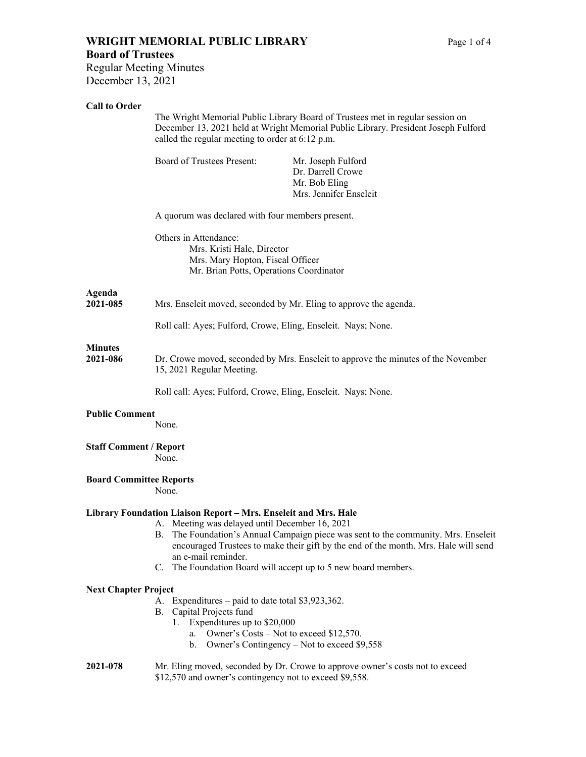# WRIGHT MEMORIAL PUBLIC LIBRARY

## Board of Trustees

Regular Meeting Minutes
December 13, 2021

**Call to Order**

The Wright Memorial Public Library Board of Trustees met in regular session on December 13, 2021 held at Wright Memorial Public Library. President Joseph Fulford called the regular meeting to order at 6:12 p.m.

Board of Trustees Present:
- Mr. Joseph Fulford
- Dr. Darrell Crowe
- Mr. Bob Eling
- Mrs. Jennifer Enseleit

A quorum was declared with four members present.

Others in Attendance:
- Mrs. Kristi Hale, Director
- Mrs. Mary Hopton, Fiscal Officer
- Mr. Brian Potts, Operations Coordinator

**Agenda**

**2021-085** Mrs. Enseleit moved, seconded by Mr. Eling to approve the agenda.

Roll call: Ayes; Fulford, Crowe, Eling, Enseleit. Nays; None.

**Minutes**

**2021-086** Dr. Crowe moved, seconded by Mrs. Enseleit to approve the minutes of the November 15, 2021 Regular Meeting.

Roll call: Ayes; Fulford, Crowe, Eling, Enseleit. Nays; None.

**Public Comment**

None.

**Staff Comment / Report**

None.

**Board Committee Reports**

None.

**Library Foundation Liaison Report – Mrs. Enseleit and Mrs. Hale**

A. Meeting was delayed until December 16, 2021
B. The Foundation's Annual Campaign piece was sent to the community. Mrs. Enseleit encouraged Trustees to make their gift by the end of the month. Mrs. Hale will send an e-mail reminder.
C. The Foundation Board will accept up to 5 new board members.

**Next Chapter Project**

A. Expenditures – paid to date total $3,923,362.
B. Capital Projects fund
   1. Expenditures up to $20,000
      a. Owner's Costs – Not to exceed $12,570.
      b. Owner's Contingency – Not to exceed $9,558

**2021-078** Mr. Eling moved, seconded by Dr. Crowe to approve owner's costs not to exceed $12,570 and owner's contingency not to exceed $9,558.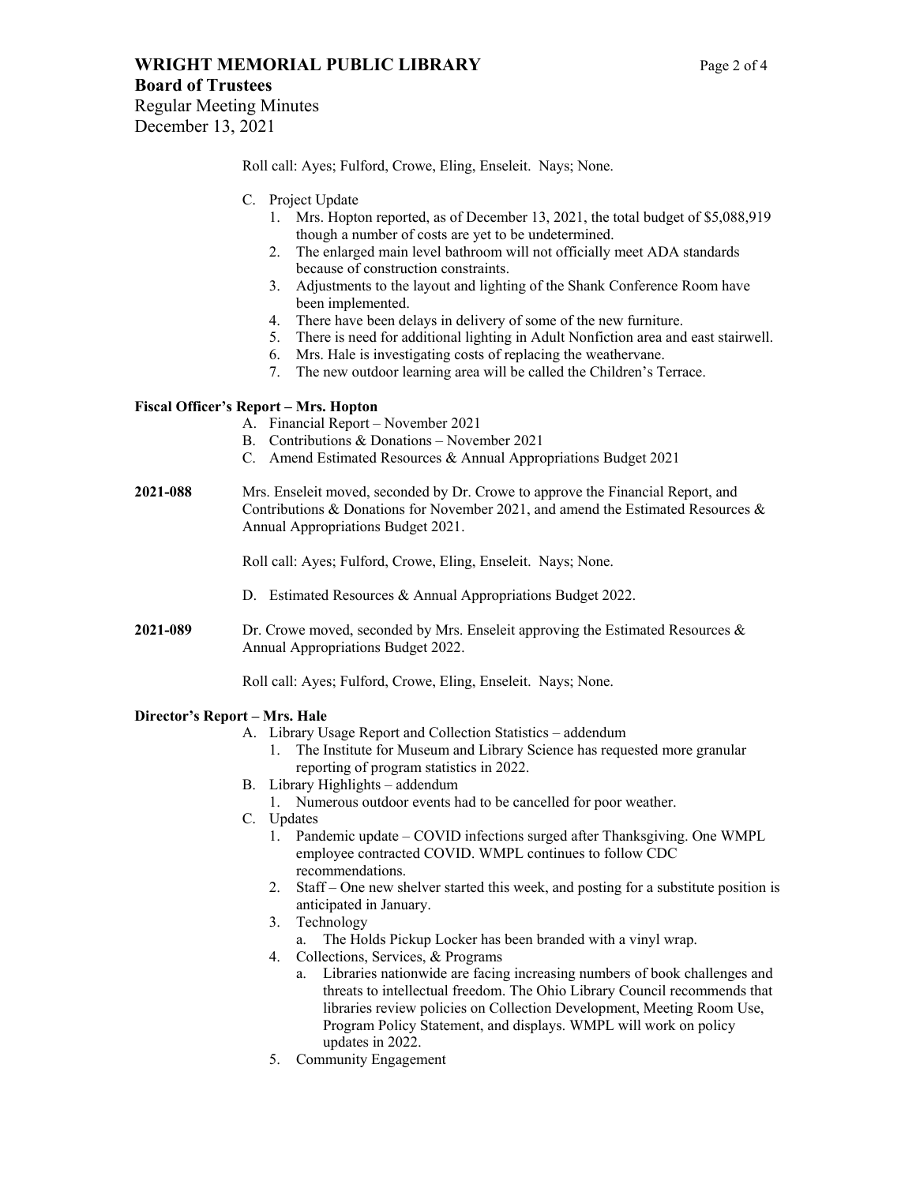Roll call: Ayes; Fulford, Crowe, Eling, Enseleit. Nays; None.

C. Project Update
   1. Mrs. Hopton reported, as of December 13, 2021, the total budget of $5,088,919 though a number of costs are yet to be undetermined.
   2. The enlarged main level bathroom will not officially meet ADA standards because of construction constraints.
   3. Adjustments to the layout and lighting of the Shank Conference Room have been implemented.
   4. There have been delays in delivery of some of the new furniture.
   5. There is need for additional lighting in Adult Nonfiction area and east stairwell.
   6. Mrs. Hale is investigating costs of replacing the weathervane.
   7. The new outdoor learning area will be called the Children's Terrace.

**Fiscal Officer's Report – Mrs. Hopton**

A. Financial Report – November 2021
B. Contributions & Donations – November 2021
C. Amend Estimated Resources & Annual Appropriations Budget 2021

**2021-088** Mrs. Enseleit moved, seconded by Dr. Crowe to approve the Financial Report, and Contributions & Donations for November 2021, and amend the Estimated Resources & Annual Appropriations Budget 2021.

Roll call: Ayes; Fulford, Crowe, Eling, Enseleit. Nays; None.

D. Estimated Resources & Annual Appropriations Budget 2022.

**2021-089** Dr. Crowe moved, seconded by Mrs. Enseleit approving the Estimated Resources & Annual Appropriations Budget 2022.

Roll call: Ayes; Fulford, Crowe, Eling, Enseleit. Nays; None.

**Director's Report – Mrs. Hale**

A. Library Usage Report and Collection Statistics – addendum
   1. The Institute for Museum and Library Science has requested more granular reporting of program statistics in 2022.
B. Library Highlights – addendum
   1. Numerous outdoor events had to be cancelled for poor weather.
C. Updates
   1. Pandemic update – COVID infections surged after Thanksgiving. One WMPL employee contracted COVID. WMPL continues to follow CDC recommendations.
   2. Staff – One new shelver started this week, and posting for a substitute position is anticipated in January.
   3. Technology
      a. The Holds Pickup Locker has been branded with a vinyl wrap.
   4. Collections, Services, & Programs
      a. Libraries nationwide are facing increasing numbers of book challenges and threats to intellectual freedom. The Ohio Library Council recommends that libraries review policies on Collection Development, Meeting Room Use, Program Policy Statement, and displays. WMPL will work on policy updates in 2022.
   5. Community Engagement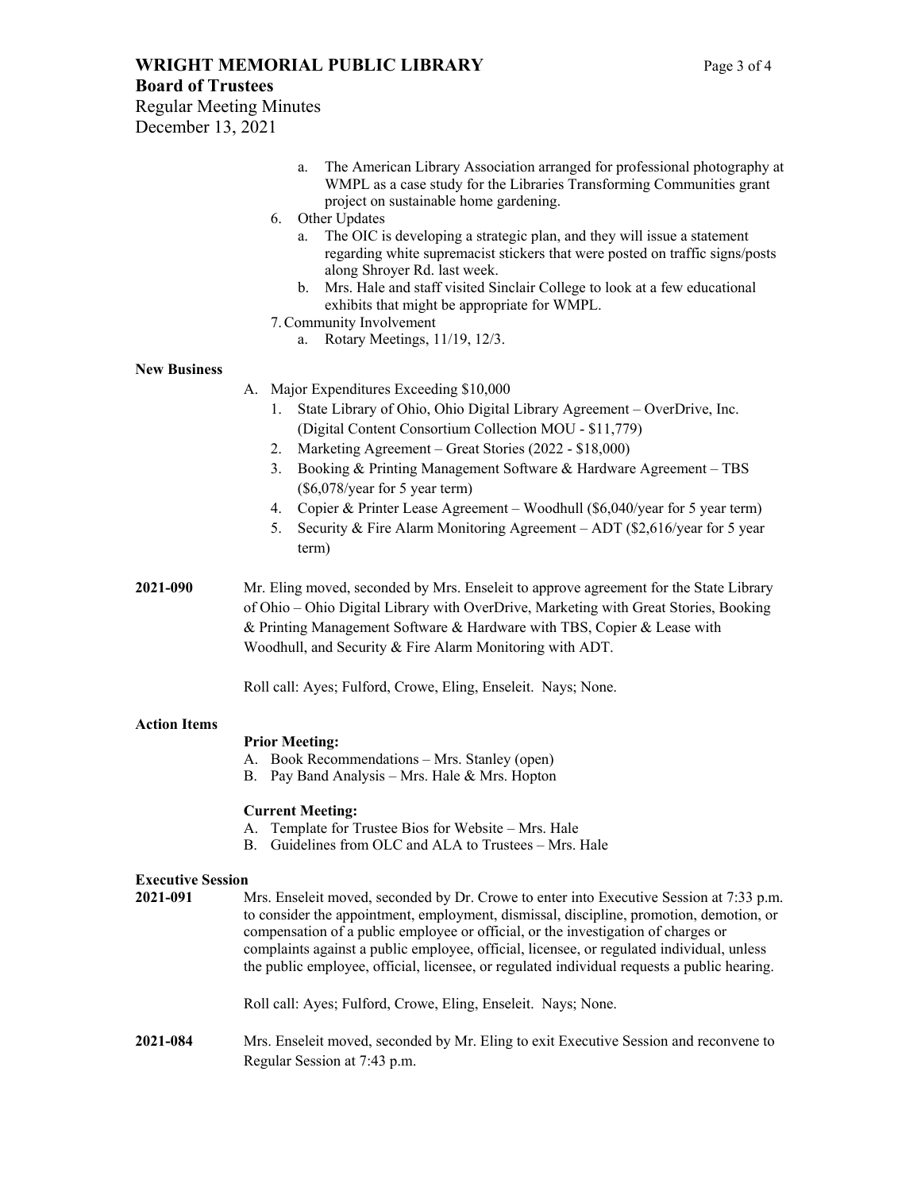a. The American Library Association arranged for professional photography at WMPL as a case study for the Libraries Transforming Communities grant project on sustainable home gardening.

6. Other Updates
   a. The OIC is developing a strategic plan, and they will issue a statement regarding white supremacist stickers that were posted on traffic signs/posts along Shroyer Rd. last week.
   b. Mrs. Hale and staff visited Sinclair College to look at a few educational exhibits that might be appropriate for WMPL.
7. Community Involvement
   a. Rotary Meetings, 11/19, 12/3.

**New Business**

A. Major Expenditures Exceeding $10,000
   1. State Library of Ohio, Ohio Digital Library Agreement – OverDrive, Inc. (Digital Content Consortium Collection MOU - $11,779)
   2. Marketing Agreement – Great Stories (2022 - $18,000)
   3. Booking & Printing Management Software & Hardware Agreement – TBS ($6,078/year for 5 year term)
   4. Copier & Printer Lease Agreement – Woodhull ($6,040/year for 5 year term)
   5. Security & Fire Alarm Monitoring Agreement – ADT ($2,616/year for 5 year term)

**2021-090** Mr. Eling moved, seconded by Mrs. Enseleit to approve agreement for the State Library of Ohio – Ohio Digital Library with OverDrive, Marketing with Great Stories, Booking & Printing Management Software & Hardware with TBS, Copier & Lease with Woodhull, and Security & Fire Alarm Monitoring with ADT.

Roll call: Ayes; Fulford, Crowe, Eling, Enseleit. Nays; None.

**Action Items**

**Prior Meeting:**

A. Book Recommendations – Mrs. Stanley (open)
B. Pay Band Analysis – Mrs. Hale & Mrs. Hopton

**Current Meeting:**

A. Template for Trustee Bios for Website – Mrs. Hale
B. Guidelines from OLC and ALA to Trustees – Mrs. Hale

**Executive Session**

**2021-091** Mrs. Enseleit moved, seconded by Dr. Crowe to enter into Executive Session at 7:33 p.m. to consider the appointment, employment, dismissal, discipline, promotion, demotion, or compensation of a public employee or official, or the investigation of charges or complaints against a public employee, official, licensee, or regulated individual, unless the public employee, official, licensee, or regulated individual requests a public hearing.

Roll call: Ayes; Fulford, Crowe, Eling, Enseleit. Nays; None.

**2021-084** Mrs. Enseleit moved, seconded by Mr. Eling to exit Executive Session and reconvene to Regular Session at 7:43 p.m.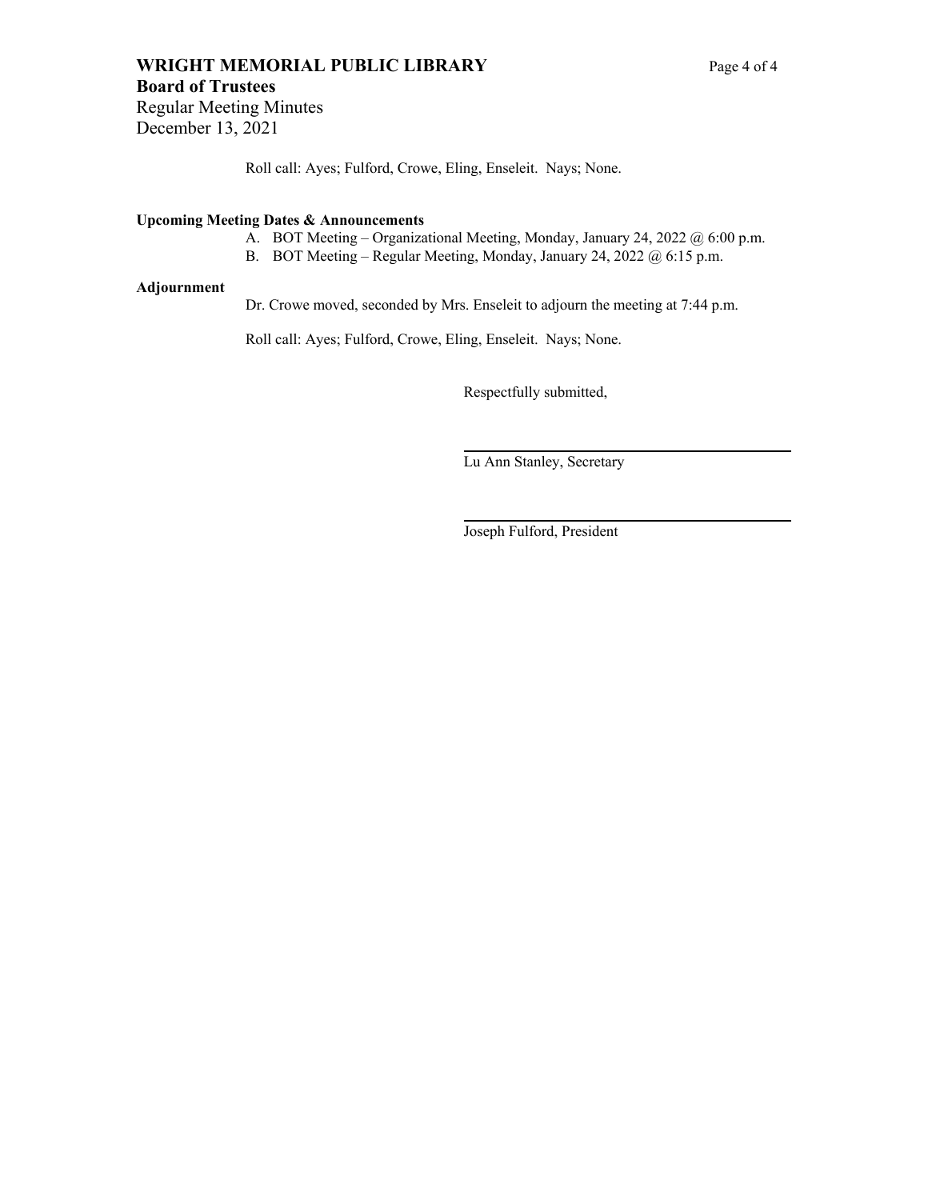Roll call: Ayes; Fulford, Crowe, Eling, Enseleit. Nays; None.

**Upcoming Meeting Dates & Announcements**

A. BOT Meeting – Organizational Meeting, Monday, January 24, 2022 @ 6:00 p.m.
B. BOT Meeting – Regular Meeting, Monday, January 24, 2022 @ 6:15 p.m.

**Adjournment**

Dr. Crowe moved, seconded by Mrs. Enseleit to adjourn the meeting at 7:44 p.m.

Roll call: Ayes; Fulford, Crowe, Eling, Enseleit. Nays; None.

Respectfully submitted,

Lu Ann Stanley, Secretary

Joseph Fulford, President